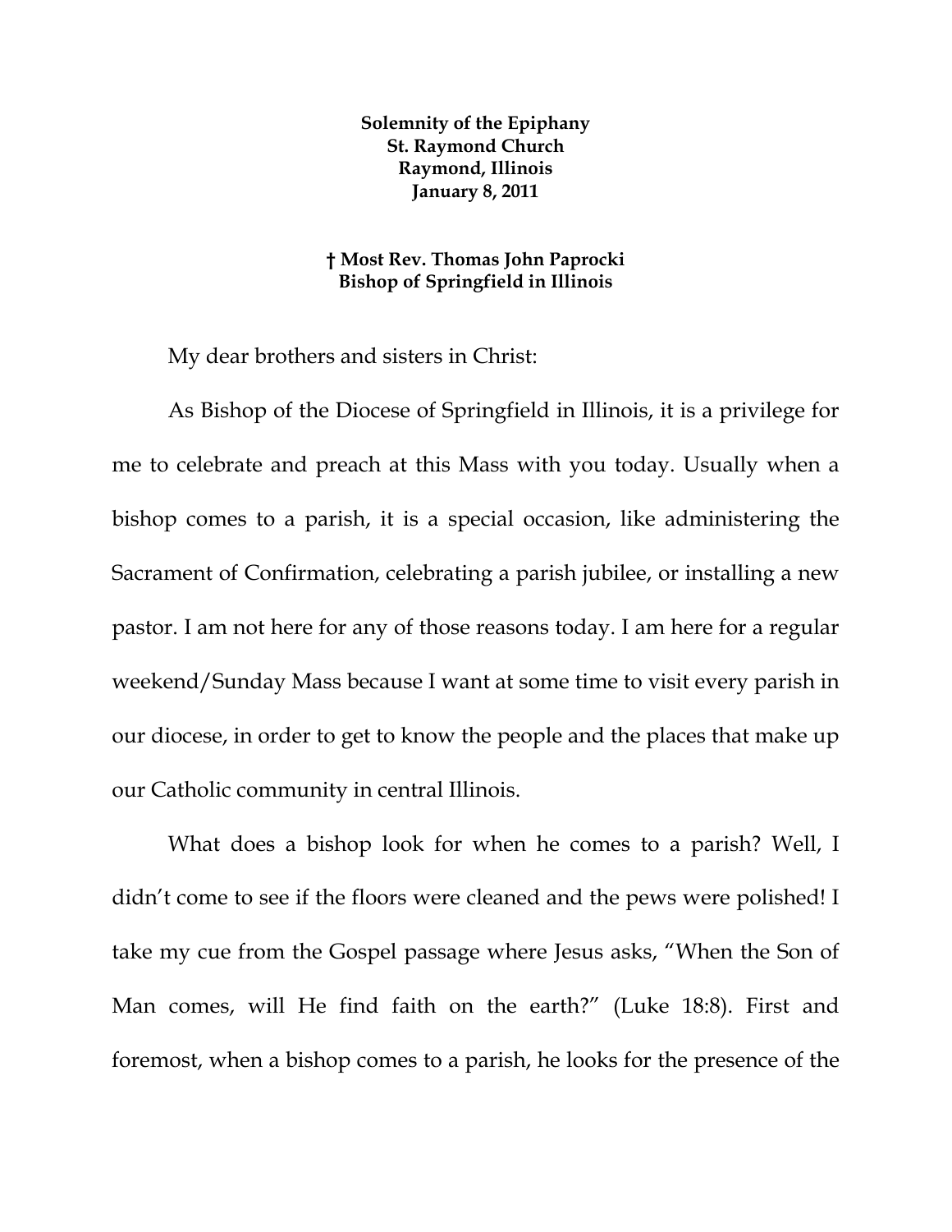**Solemnity of the Epiphany**
**St. Raymond Church**
**Raymond, Illinois**
**January 8, 2011**

**† Most Rev. Thomas John Paprocki**
**Bishop of Springfield in Illinois**

My dear brothers and sisters in Christ:

As Bishop of the Diocese of Springfield in Illinois, it is a privilege for me to celebrate and preach at this Mass with you today. Usually when a bishop comes to a parish, it is a special occasion, like administering the Sacrament of Confirmation, celebrating a parish jubilee, or installing a new pastor. I am not here for any of those reasons today. I am here for a regular weekend/Sunday Mass because I want at some time to visit every parish in our diocese, in order to get to know the people and the places that make up our Catholic community in central Illinois.

What does a bishop look for when he comes to a parish? Well, I didn't come to see if the floors were cleaned and the pews were polished! I take my cue from the Gospel passage where Jesus asks, "When the Son of Man comes, will He find faith on the earth?" (Luke 18:8). First and foremost, when a bishop comes to a parish, he looks for the presence of the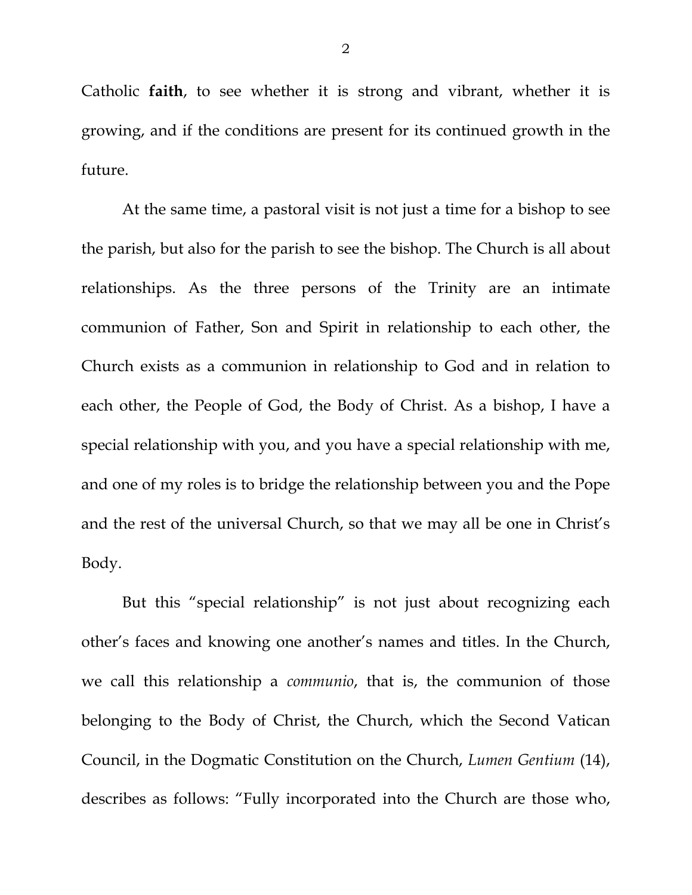Catholic **faith**, to see whether it is strong and vibrant, whether it is growing, and if the conditions are present for its continued growth in the future.

At the same time, a pastoral visit is not just a time for a bishop to see the parish, but also for the parish to see the bishop. The Church is all about relationships. As the three persons of the Trinity are an intimate communion of Father, Son and Spirit in relationship to each other, the Church exists as a communion in relationship to God and in relation to each other, the People of God, the Body of Christ. As a bishop, I have a special relationship with you, and you have a special relationship with me, and one of my roles is to bridge the relationship between you and the Pope and the rest of the universal Church, so that we may all be one in Christ's Body.

But this "special relationship" is not just about recognizing each other's faces and knowing one another's names and titles. In the Church, we call this relationship a *communio*, that is, the communion of those belonging to the Body of Christ, the Church, which the Second Vatican Council, in the Dogmatic Constitution on the Church, *Lumen Gentium* (14), describes as follows: "Fully incorporated into the Church are those who,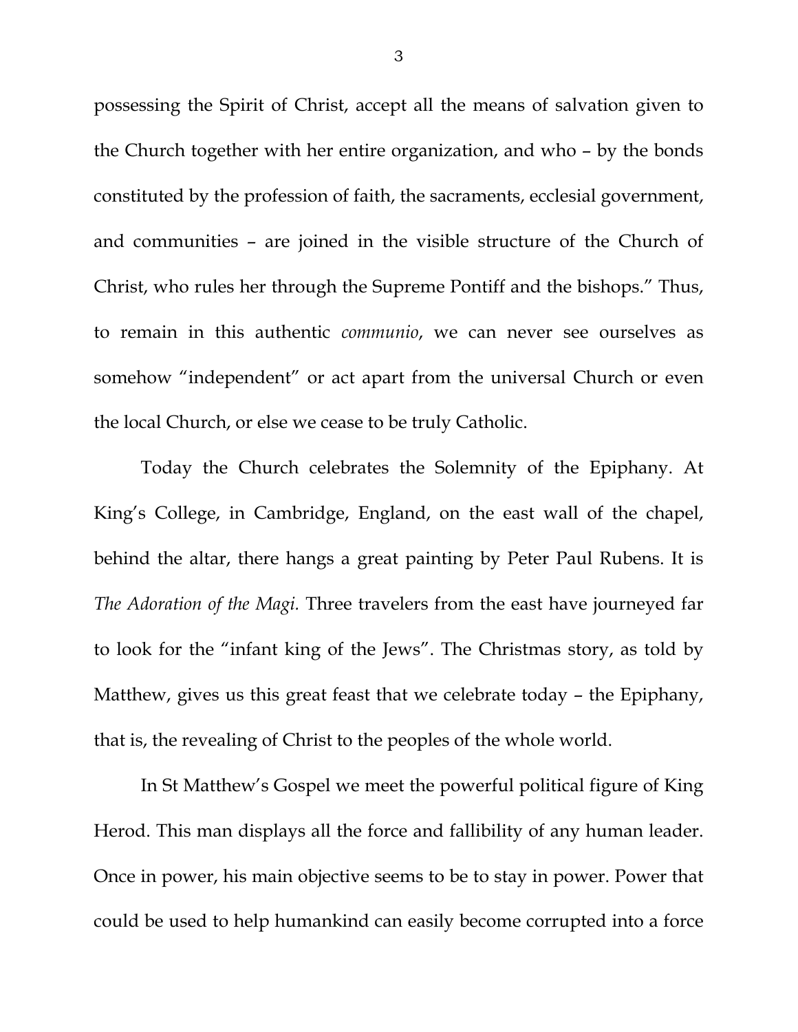possessing the Spirit of Christ, accept all the means of salvation given to the Church together with her entire organization, and who – by the bonds constituted by the profession of faith, the sacraments, ecclesial government, and communities – are joined in the visible structure of the Church of Christ, who rules her through the Supreme Pontiff and the bishops." Thus, to remain in this authentic *communio*, we can never see ourselves as somehow "independent" or act apart from the universal Church or even the local Church, or else we cease to be truly Catholic.

Today the Church celebrates the Solemnity of the Epiphany. At King's College, in Cambridge, England, on the east wall of the chapel, behind the altar, there hangs a great painting by Peter Paul Rubens. It is *The Adoration of the Magi.* Three travelers from the east have journeyed far to look for the "infant king of the Jews". The Christmas story, as told by Matthew, gives us this great feast that we celebrate today – the Epiphany, that is, the revealing of Christ to the peoples of the whole world.

In St Matthew's Gospel we meet the powerful political figure of King Herod. This man displays all the force and fallibility of any human leader. Once in power, his main objective seems to be to stay in power. Power that could be used to help humankind can easily become corrupted into a force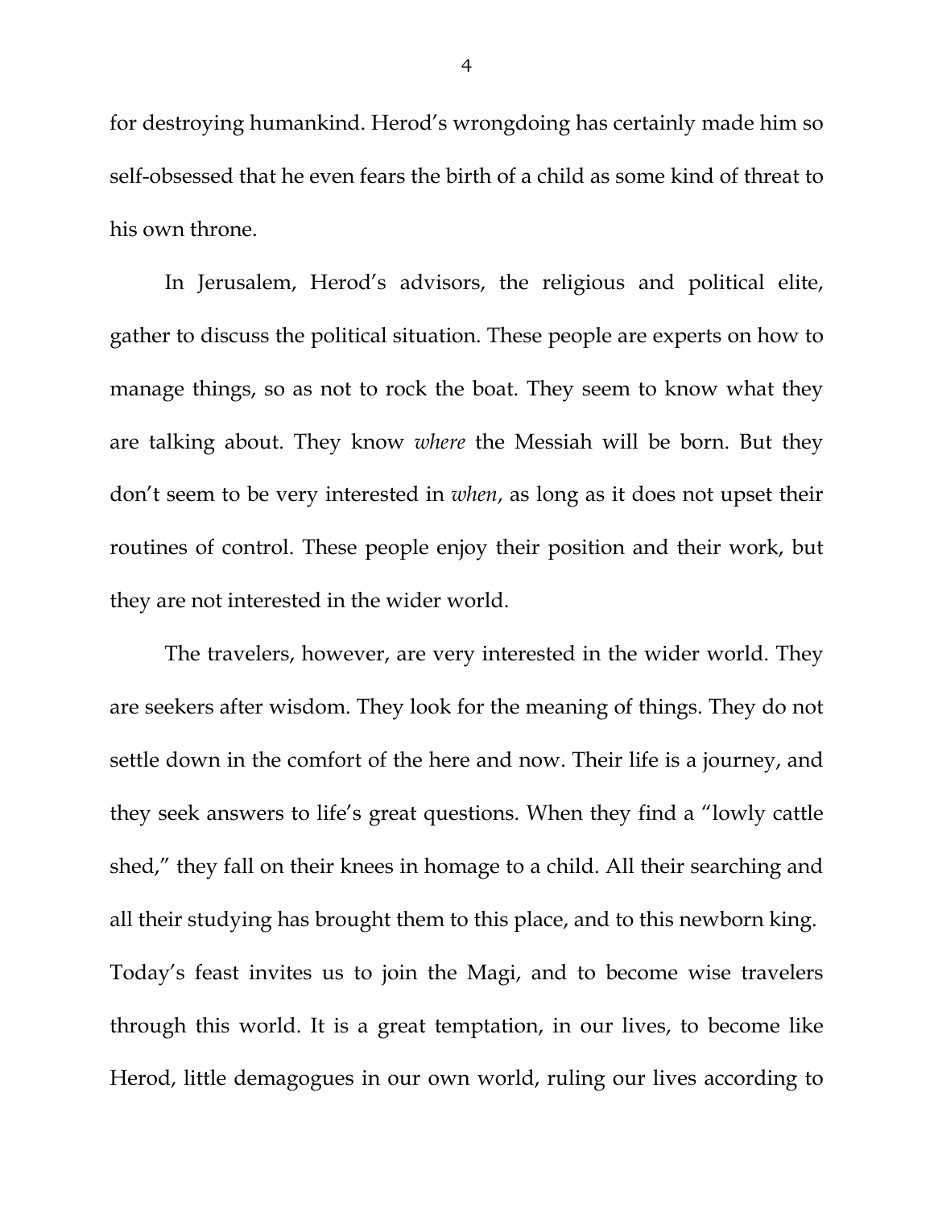for destroying humankind. Herod's wrongdoing has certainly made him so self-obsessed that he even fears the birth of a child as some kind of threat to his own throne.

In Jerusalem, Herod's advisors, the religious and political elite, gather to discuss the political situation. These people are experts on how to manage things, so as not to rock the boat. They seem to know what they are talking about. They know *where* the Messiah will be born. But they don't seem to be very interested in *when*, as long as it does not upset their routines of control. These people enjoy their position and their work, but they are not interested in the wider world.

The travelers, however, are very interested in the wider world. They are seekers after wisdom. They look for the meaning of things. They do not settle down in the comfort of the here and now. Their life is a journey, and they seek answers to life's great questions. When they find a "lowly cattle shed," they fall on their knees in homage to a child. All their searching and all their studying has brought them to this place, and to this newborn king.
Today's feast invites us to join the Magi, and to become wise travelers through this world. It is a great temptation, in our lives, to become like Herod, little demagogues in our own world, ruling our lives according to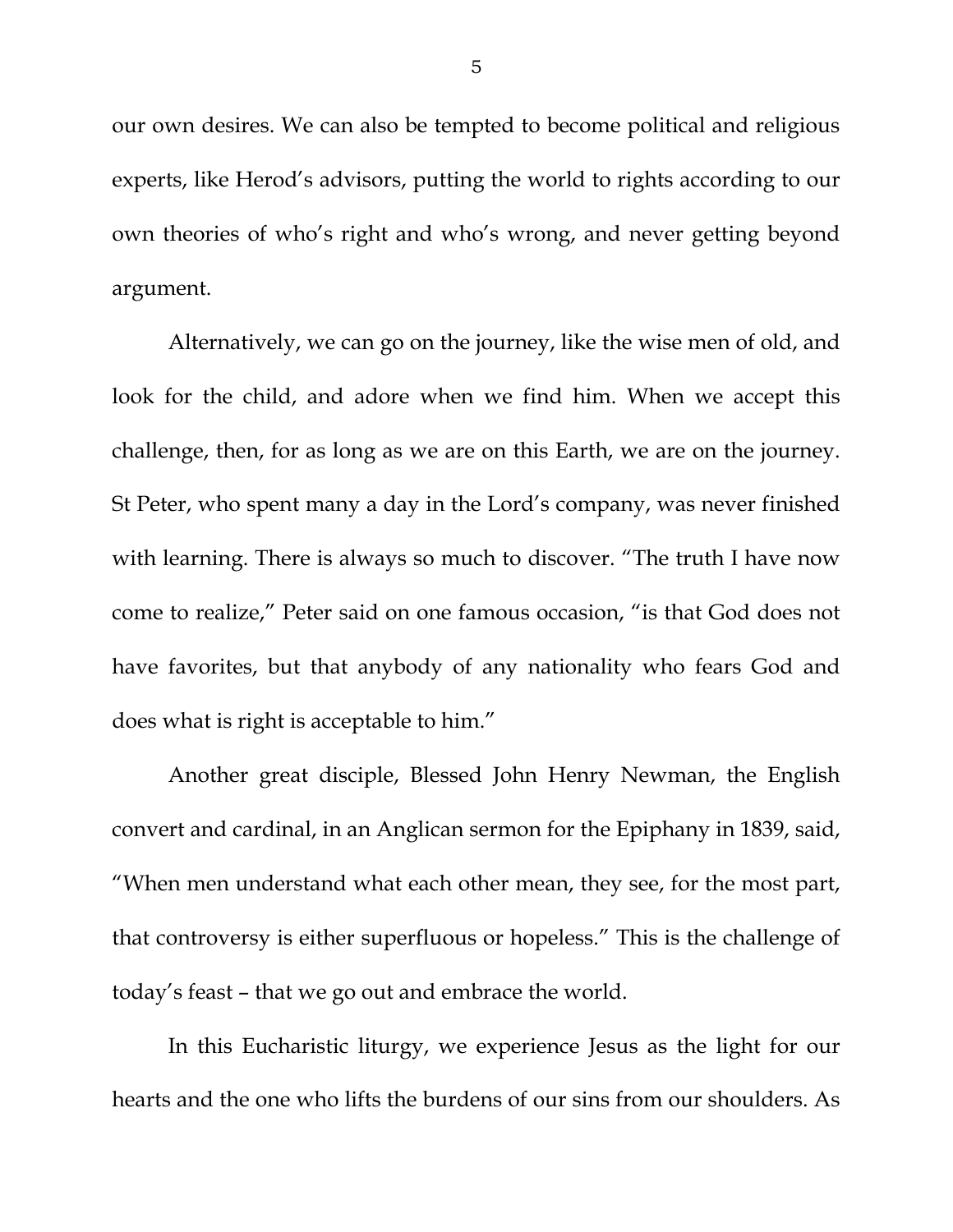our own desires. We can also be tempted to become political and religious experts, like Herod's advisors, putting the world to rights according to our own theories of who's right and who's wrong, and never getting beyond argument.

Alternatively, we can go on the journey, like the wise men of old, and look for the child, and adore when we find him. When we accept this challenge, then, for as long as we are on this Earth, we are on the journey. St Peter, who spent many a day in the Lord's company, was never finished with learning. There is always so much to discover. "The truth I have now come to realize," Peter said on one famous occasion, "is that God does not have favorites, but that anybody of any nationality who fears God and does what is right is acceptable to him."

Another great disciple, Blessed John Henry Newman, the English convert and cardinal, in an Anglican sermon for the Epiphany in 1839, said, "When men understand what each other mean, they see, for the most part, that controversy is either superfluous or hopeless." This is the challenge of today's feast – that we go out and embrace the world.

In this Eucharistic liturgy, we experience Jesus as the light for our hearts and the one who lifts the burdens of our sins from our shoulders. As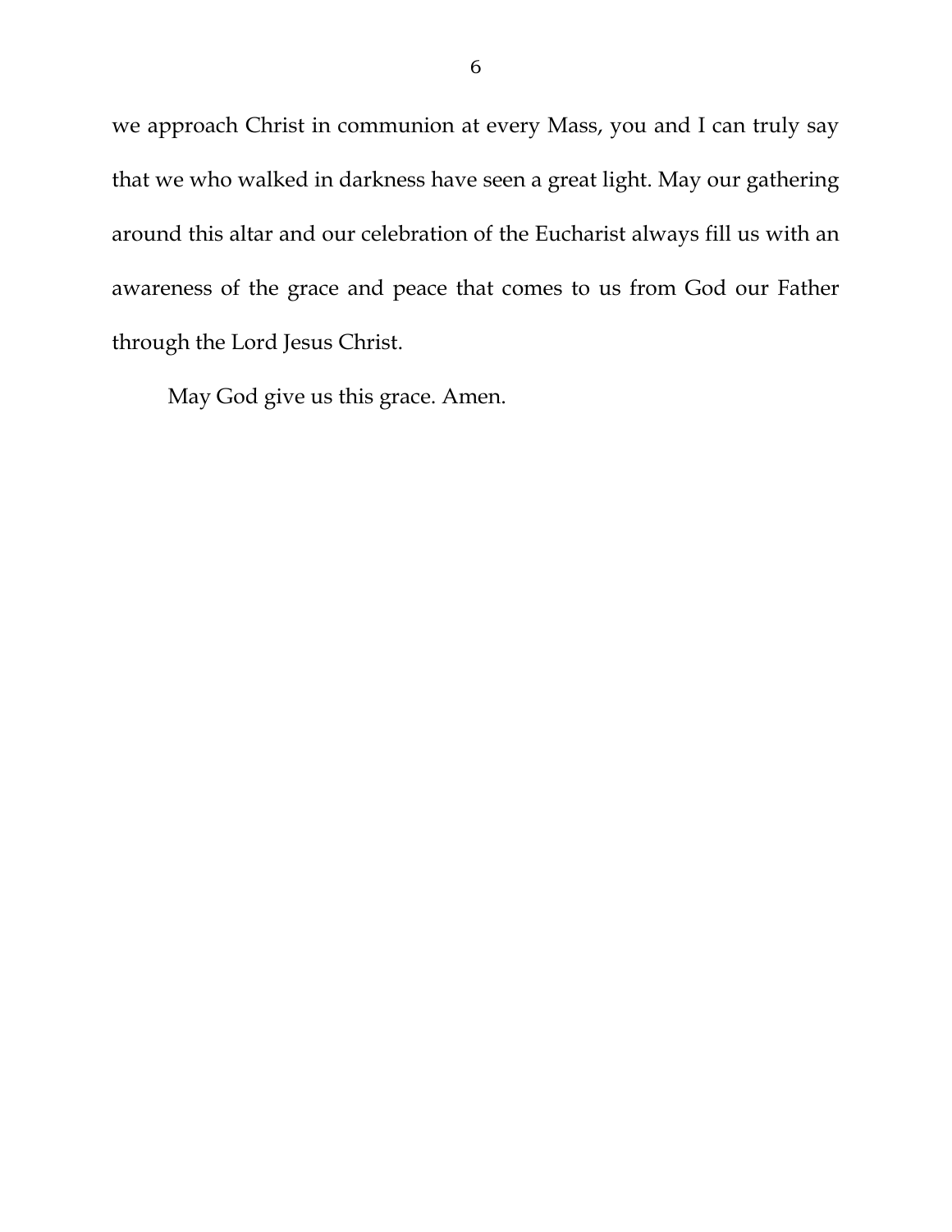we approach Christ in communion at every Mass, you and I can truly say that we who walked in darkness have seen a great light. May our gathering around this altar and our celebration of the Eucharist always fill us with an awareness of the grace and peace that comes to us from God our Father through the Lord Jesus Christ.

May God give us this grace. Amen.